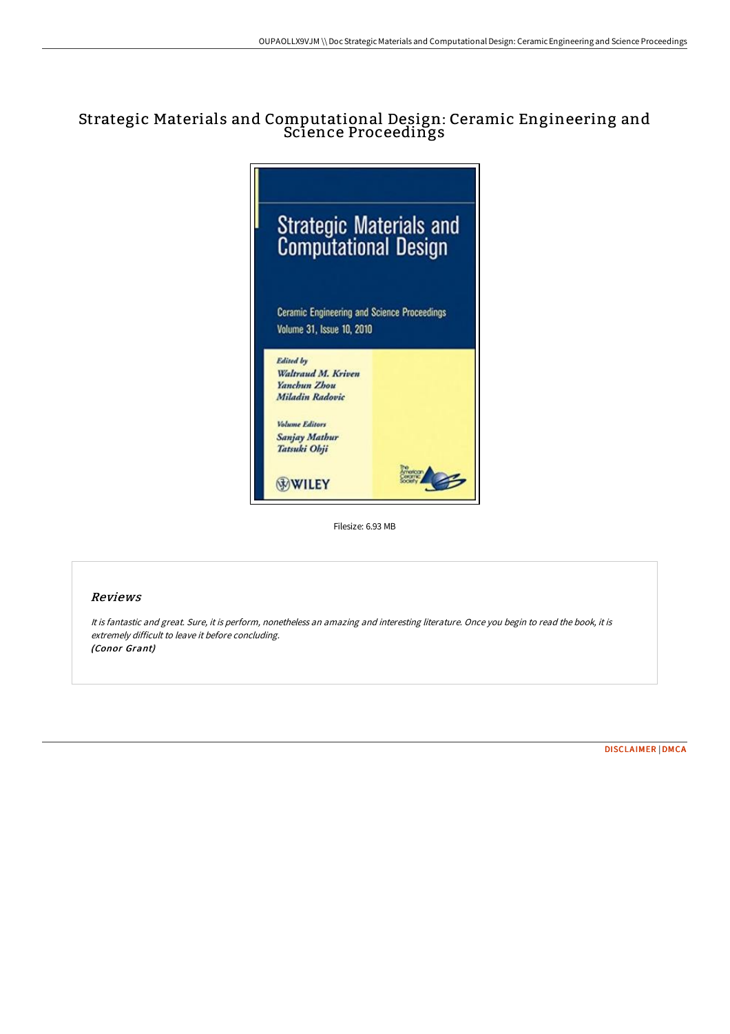# Strategic Materials and Computational Design: Ceramic Engineering and Science Proceedings

Filesize: 6.93 MB

## Reviews

*It is fantastic and great. Sure, it is perform, nonetheless an amazing and interesting literature. Once you begin to read the book, it is extremely difficult to leave it before concluding.*
***(Conor Grant)***

DISCLAIMER | DMCA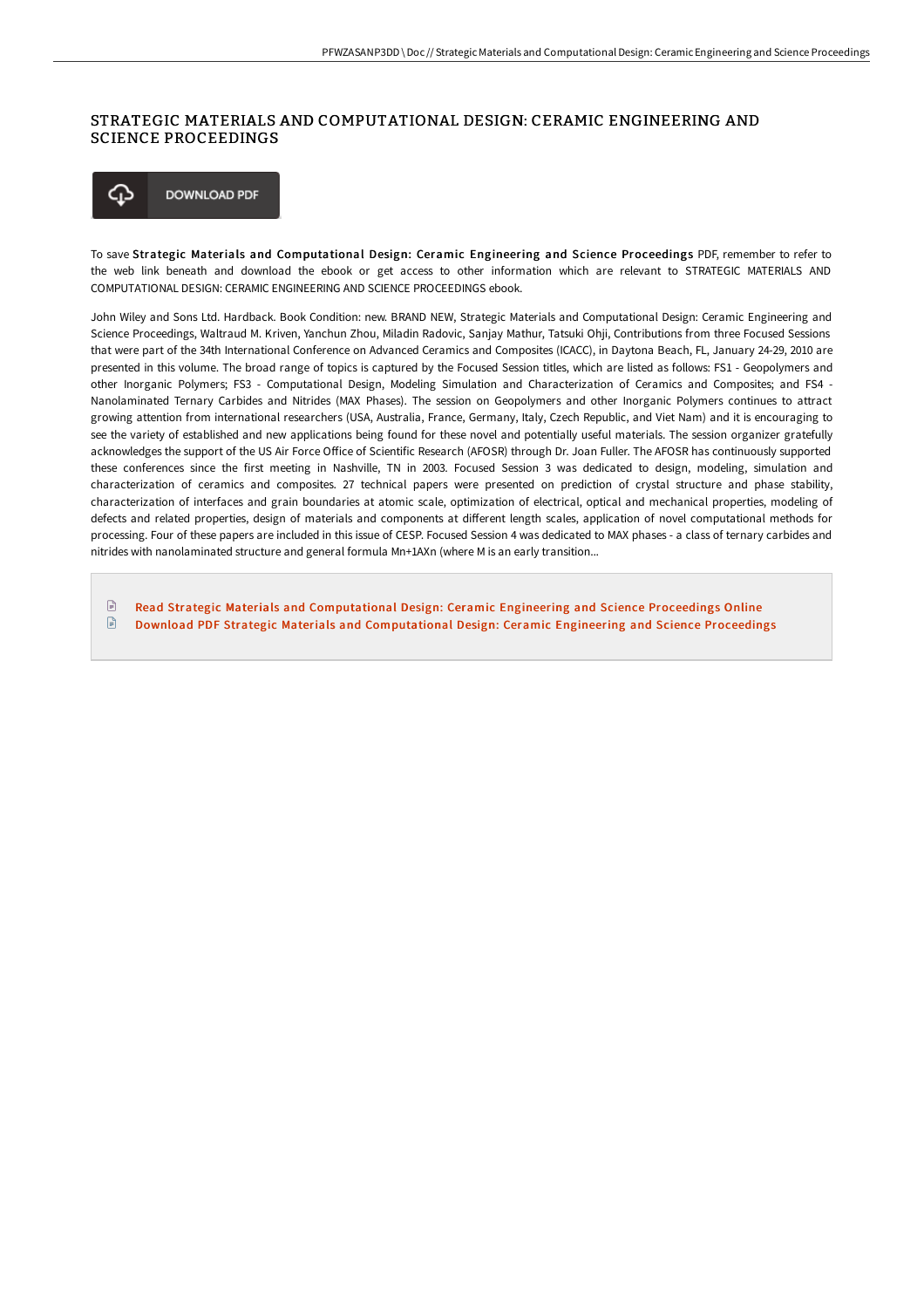# STRATEGIC MATERIALS AND COMPUTATIONAL DESIGN: CERAMIC ENGINEERING AND SCIENCE PROCEEDINGS

DOWNLOAD PDF

To save **Strategic Materials and Computational Design: Ceramic Engineering and Science Proceedings** PDF, remember to refer to the web link beneath and download the ebook or get access to other information which are relevant to STRATEGIC MATERIALS AND COMPUTATIONAL DESIGN: CERAMIC ENGINEERING AND SCIENCE PROCEEDINGS ebook.

John Wiley and Sons Ltd. Hardback. Book Condition: new. BRAND NEW, Strategic Materials and Computational Design: Ceramic Engineering and Science Proceedings, Waltraud M. Kriven, Yanchun Zhou, Miladin Radovic, Sanjay Mathur, Tatsuki Ohji, Contributions from three Focused Sessions that were part of the 34th International Conference on Advanced Ceramics and Composites (ICACC), in Daytona Beach, FL, January 24-29, 2010 are presented in this volume. The broad range of topics is captured by the Focused Session titles, which are listed as follows: FS1 - Geopolymers and other Inorganic Polymers; FS3 - Computational Design, Modeling Simulation and Characterization of Ceramics and Composites; and FS4 - Nanolaminated Ternary Carbides and Nitrides (MAX Phases). The session on Geopolymers and other Inorganic Polymers continues to attract growing attention from international researchers (USA, Australia, France, Germany, Italy, Czech Republic, and Viet Nam) and it is encouraging to see the variety of established and new applications being found for these novel and potentially useful materials. The session organizer gratefully acknowledges the support of the US Air Force Office of Scientific Research (AFOSR) through Dr. Joan Fuller. The AFOSR has continuously supported these conferences since the first meeting in Nashville, TN in 2003. Focused Session 3 was dedicated to design, modeling, simulation and characterization of ceramics and composites. 27 technical papers were presented on prediction of crystal structure and phase stability, characterization of interfaces and grain boundaries at atomic scale, optimization of electrical, optical and mechanical properties, modeling of defects and related properties, design of materials and components at different length scales, application of novel computational methods for processing. Four of these papers are included in this issue of CESP. Focused Session 4 was dedicated to MAX phases - a class of ternary carbides and nitrides with nanolaminated structure and general formula Mn+1AXn (where M is an early transition...

- Read Strategic Materials and Computational Design: Ceramic Engineering and Science Proceedings Online
- Download PDF Strategic Materials and Computational Design: Ceramic Engineering and Science Proceedings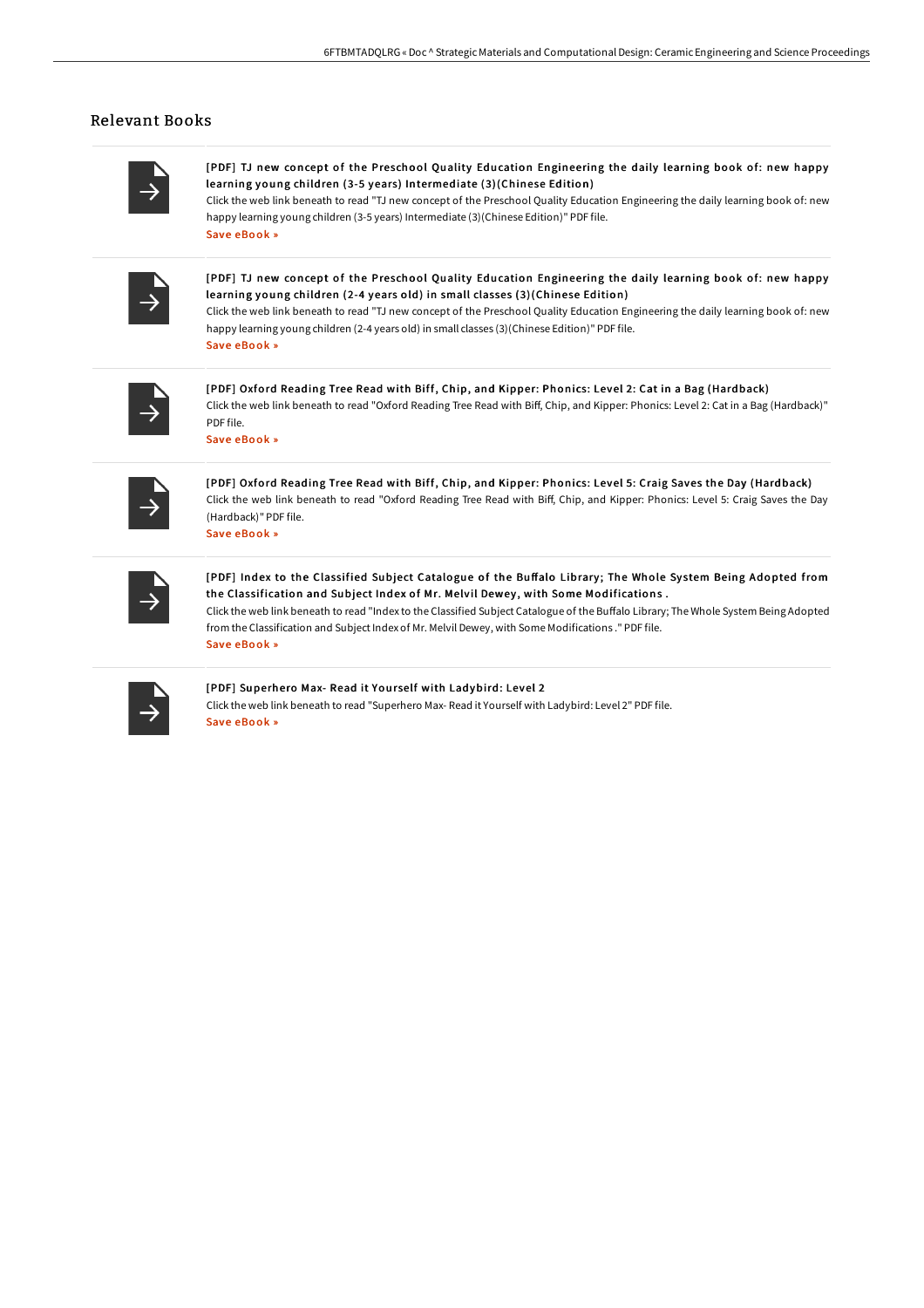## Relevant Books

[PDF] TJ new concept of the Preschool Quality Education Engineering the daily learning book of: new happy learning young children (3-5 years) Intermediate (3)(Chinese Edition)

Click the web link beneath to read "TJ new concept of the Preschool Quality Education Engineering the daily learning book of: new happy learning young children (3-5 years) Intermediate (3)(Chinese Edition)" PDF file.

Save eBook »

[PDF] TJ new concept of the Preschool Quality Education Engineering the daily learning book of: new happy learning young children (2-4 years old) in small classes (3)(Chinese Edition)

Click the web link beneath to read "TJ new concept of the Preschool Quality Education Engineering the daily learning book of: new happy learning young children (2-4 years old) in small classes (3)(Chinese Edition)" PDF file.

Save eBook »

[PDF] Oxford Reading Tree Read with Biff, Chip, and Kipper: Phonics: Level 2: Cat in a Bag (Hardback)

Click the web link beneath to read "Oxford Reading Tree Read with Biff, Chip, and Kipper: Phonics: Level 2: Cat in a Bag (Hardback)" PDF file.

Save eBook »

[PDF] Oxford Reading Tree Read with Biff, Chip, and Kipper: Phonics: Level 5: Craig Saves the Day (Hardback)

Click the web link beneath to read "Oxford Reading Tree Read with Biff, Chip, and Kipper: Phonics: Level 5: Craig Saves the Day (Hardback)" PDF file.

Save eBook »

[PDF] Index to the Classified Subject Catalogue of the Buffalo Library; The Whole System Being Adopted from the Classification and Subject Index of Mr. Melvil Dewey, with Some Modifications .

Click the web link beneath to read "Index to the Classified Subject Catalogue of the Buffalo Library; The Whole System Being Adopted from the Classification and Subject Index of Mr. Melvil Dewey, with Some Modifications ." PDF file.

Save eBook »

[PDF] Superhero Max- Read it Yourself with Ladybird: Level 2

Click the web link beneath to read "Superhero Max- Read it Yourself with Ladybird: Level 2" PDF file.

Save eBook »